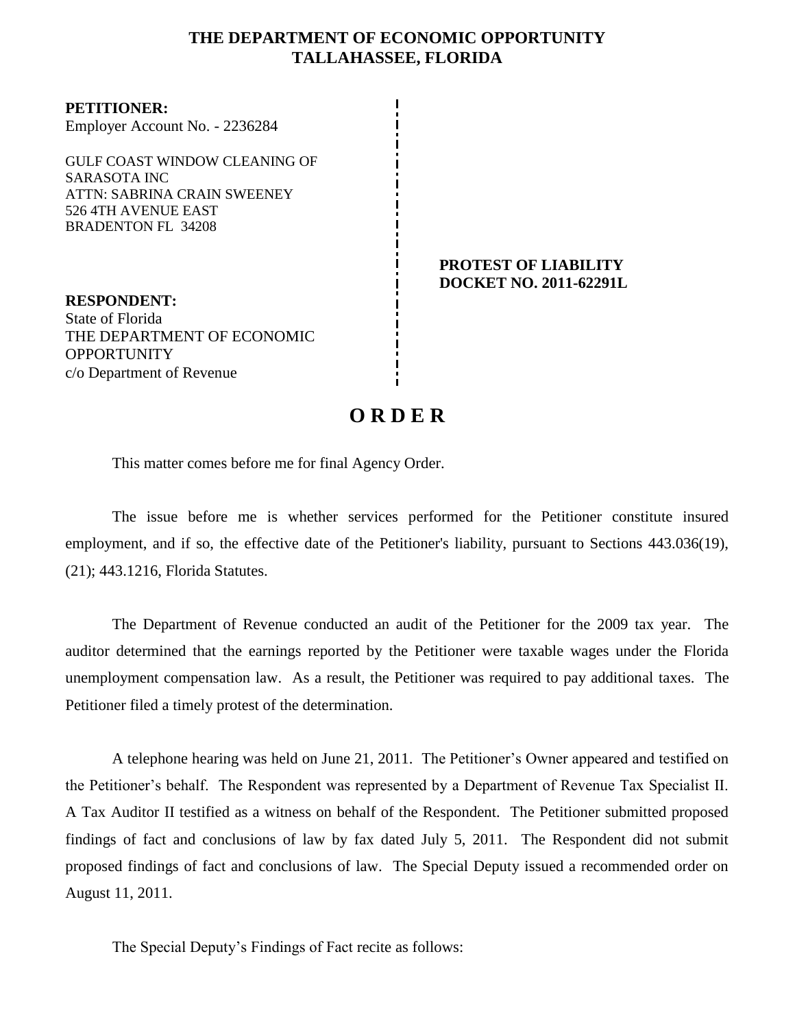# THE DEPARTMENT OF ECONOMIC OPPORTUNITY
## TALLAHASSEE, FLORIDA

**PETITIONER:**
Employer Account No. - 2236284

GULF COAST WINDOW CLEANING OF SARASOTA INC
ATTN: SABRINA CRAIN SWEENEY
526 4TH AVENUE EAST
BRADENTON FL 34208

**PROTEST OF LIABILITY**
**DOCKET NO. 2011-62291L**

**RESPONDENT:**
State of Florida
THE DEPARTMENT OF ECONOMIC OPPORTUNITY
c/o Department of Revenue

# O R D E R

This matter comes before me for final Agency Order.

The issue before me is whether services performed for the Petitioner constitute insured employment, and if so, the effective date of the Petitioner's liability, pursuant to Sections 443.036(19), (21); 443.1216, Florida Statutes.

The Department of Revenue conducted an audit of the Petitioner for the 2009 tax year. The auditor determined that the earnings reported by the Petitioner were taxable wages under the Florida unemployment compensation law. As a result, the Petitioner was required to pay additional taxes. The Petitioner filed a timely protest of the determination.

A telephone hearing was held on June 21, 2011. The Petitioner's Owner appeared and testified on the Petitioner's behalf. The Respondent was represented by a Department of Revenue Tax Specialist II. A Tax Auditor II testified as a witness on behalf of the Respondent. The Petitioner submitted proposed findings of fact and conclusions of law by fax dated July 5, 2011. The Respondent did not submit proposed findings of fact and conclusions of law. The Special Deputy issued a recommended order on August 11, 2011.

The Special Deputy's Findings of Fact recite as follows: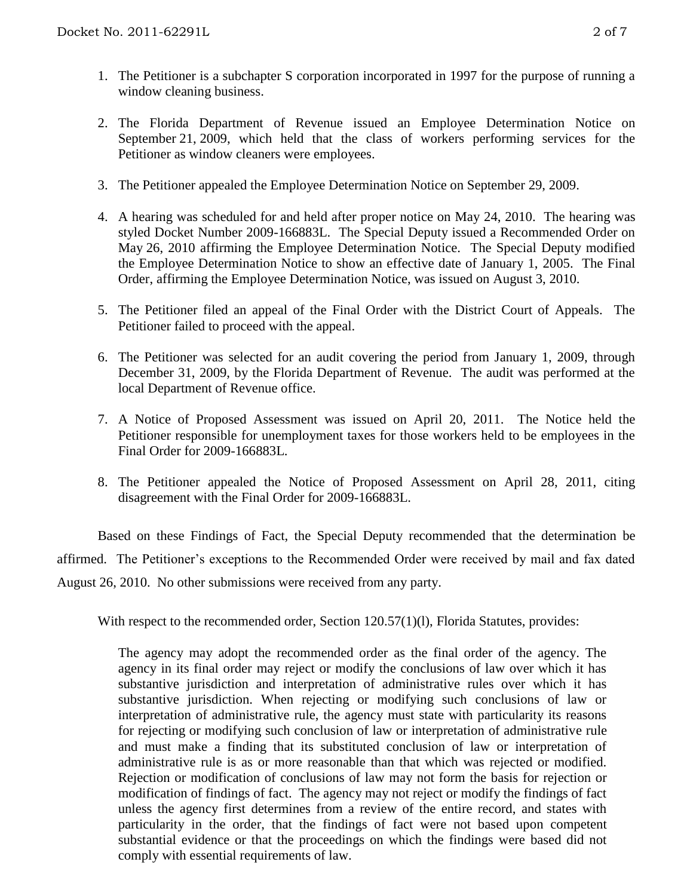1. The Petitioner is a subchapter S corporation incorporated in 1997 for the purpose of running a window cleaning business.

2. The Florida Department of Revenue issued an Employee Determination Notice on September 21, 2009, which held that the class of workers performing services for the Petitioner as window cleaners were employees.

3. The Petitioner appealed the Employee Determination Notice on September 29, 2009.

4. A hearing was scheduled for and held after proper notice on May 24, 2010. The hearing was styled Docket Number 2009-166883L. The Special Deputy issued a Recommended Order on May 26, 2010 affirming the Employee Determination Notice. The Special Deputy modified the Employee Determination Notice to show an effective date of January 1, 2005. The Final Order, affirming the Employee Determination Notice, was issued on August 3, 2010.

5. The Petitioner filed an appeal of the Final Order with the District Court of Appeals. The Petitioner failed to proceed with the appeal.

6. The Petitioner was selected for an audit covering the period from January 1, 2009, through December 31, 2009, by the Florida Department of Revenue. The audit was performed at the local Department of Revenue office.

7. A Notice of Proposed Assessment was issued on April 20, 2011. The Notice held the Petitioner responsible for unemployment taxes for those workers held to be employees in the Final Order for 2009-166883L.

8. The Petitioner appealed the Notice of Proposed Assessment on April 28, 2011, citing disagreement with the Final Order for 2009-166883L.

Based on these Findings of Fact, the Special Deputy recommended that the determination be affirmed. The Petitioner's exceptions to the Recommended Order were received by mail and fax dated August 26, 2010. No other submissions were received from any party.

With respect to the recommended order, Section 120.57(1)(l), Florida Statutes, provides:

> The agency may adopt the recommended order as the final order of the agency. The agency in its final order may reject or modify the conclusions of law over which it has substantive jurisdiction and interpretation of administrative rules over which it has substantive jurisdiction. When rejecting or modifying such conclusions of law or interpretation of administrative rule, the agency must state with particularity its reasons for rejecting or modifying such conclusion of law or interpretation of administrative rule and must make a finding that its substituted conclusion of law or interpretation of administrative rule is as or more reasonable than that which was rejected or modified. Rejection or modification of conclusions of law may not form the basis for rejection or modification of findings of fact. The agency may not reject or modify the findings of fact unless the agency first determines from a review of the entire record, and states with particularity in the order, that the findings of fact were not based upon competent substantial evidence or that the proceedings on which the findings were based did not comply with essential requirements of law.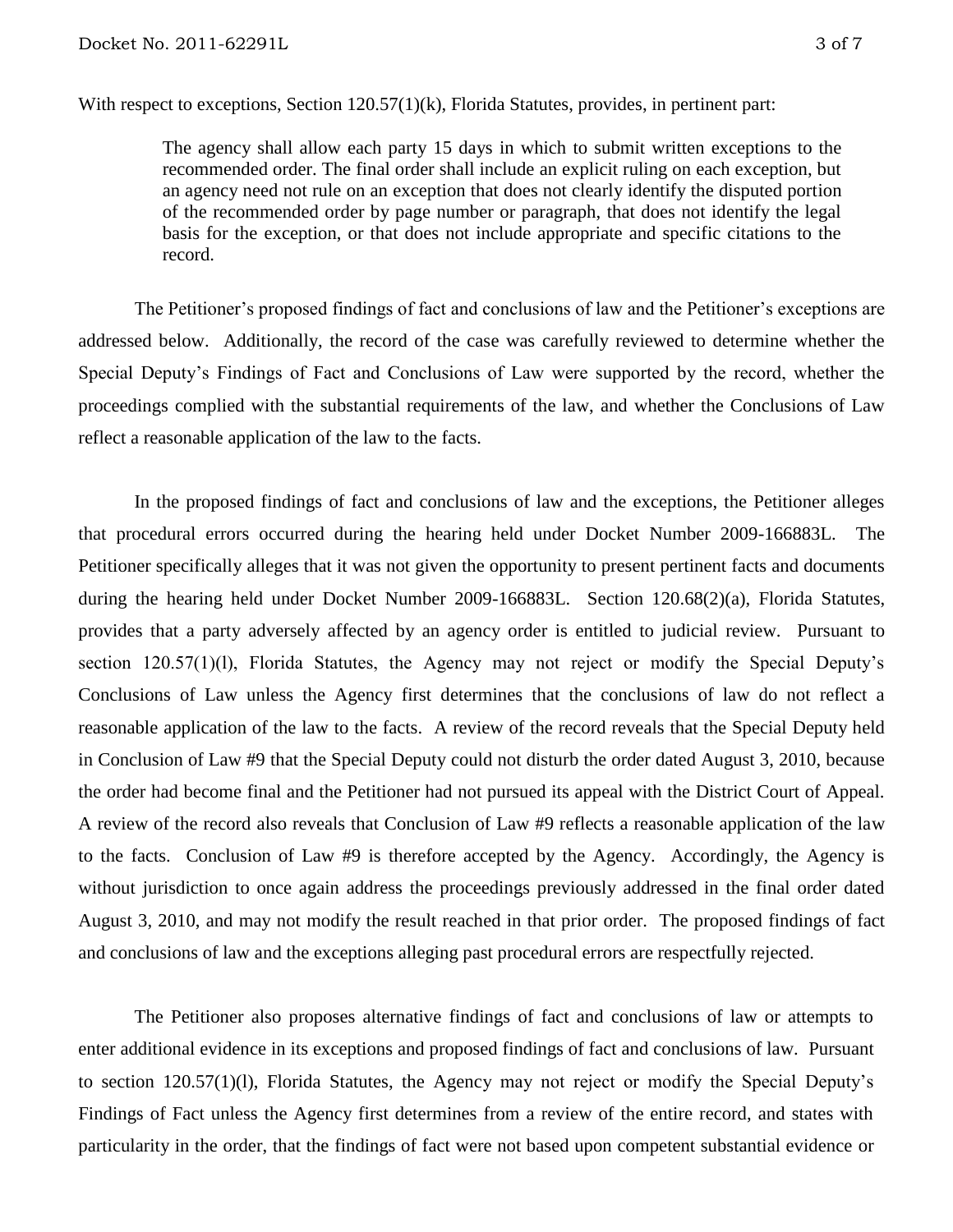With respect to exceptions, Section 120.57(1)(k), Florida Statutes, provides, in pertinent part:

> The agency shall allow each party 15 days in which to submit written exceptions to the recommended order. The final order shall include an explicit ruling on each exception, but an agency need not rule on an exception that does not clearly identify the disputed portion of the recommended order by page number or paragraph, that does not identify the legal basis for the exception, or that does not include appropriate and specific citations to the record.

The Petitioner's proposed findings of fact and conclusions of law and the Petitioner's exceptions are addressed below. Additionally, the record of the case was carefully reviewed to determine whether the Special Deputy's Findings of Fact and Conclusions of Law were supported by the record, whether the proceedings complied with the substantial requirements of the law, and whether the Conclusions of Law reflect a reasonable application of the law to the facts.

In the proposed findings of fact and conclusions of law and the exceptions, the Petitioner alleges that procedural errors occurred during the hearing held under Docket Number 2009-166883L. The Petitioner specifically alleges that it was not given the opportunity to present pertinent facts and documents during the hearing held under Docket Number 2009-166883L. Section 120.68(2)(a), Florida Statutes, provides that a party adversely affected by an agency order is entitled to judicial review. Pursuant to section 120.57(1)(l), Florida Statutes, the Agency may not reject or modify the Special Deputy's Conclusions of Law unless the Agency first determines that the conclusions of law do not reflect a reasonable application of the law to the facts. A review of the record reveals that the Special Deputy held in Conclusion of Law #9 that the Special Deputy could not disturb the order dated August 3, 2010, because the order had become final and the Petitioner had not pursued its appeal with the District Court of Appeal. A review of the record also reveals that Conclusion of Law #9 reflects a reasonable application of the law to the facts. Conclusion of Law #9 is therefore accepted by the Agency. Accordingly, the Agency is without jurisdiction to once again address the proceedings previously addressed in the final order dated August 3, 2010, and may not modify the result reached in that prior order. The proposed findings of fact and conclusions of law and the exceptions alleging past procedural errors are respectfully rejected.

The Petitioner also proposes alternative findings of fact and conclusions of law or attempts to enter additional evidence in its exceptions and proposed findings of fact and conclusions of law. Pursuant to section 120.57(1)(l), Florida Statutes, the Agency may not reject or modify the Special Deputy's Findings of Fact unless the Agency first determines from a review of the entire record, and states with particularity in the order, that the findings of fact were not based upon competent substantial evidence or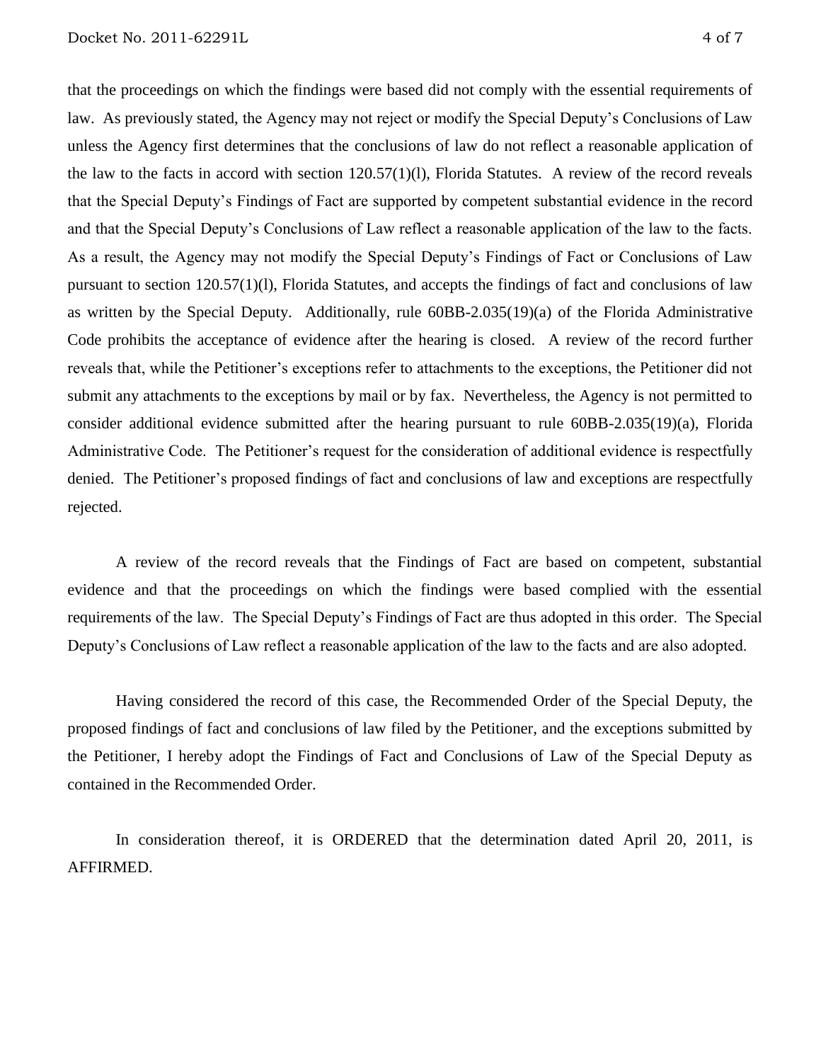that the proceedings on which the findings were based did not comply with the essential requirements of law. As previously stated, the Agency may not reject or modify the Special Deputy's Conclusions of Law unless the Agency first determines that the conclusions of law do not reflect a reasonable application of the law to the facts in accord with section 120.57(1)(l), Florida Statutes. A review of the record reveals that the Special Deputy's Findings of Fact are supported by competent substantial evidence in the record and that the Special Deputy's Conclusions of Law reflect a reasonable application of the law to the facts. As a result, the Agency may not modify the Special Deputy's Findings of Fact or Conclusions of Law pursuant to section 120.57(1)(l), Florida Statutes, and accepts the findings of fact and conclusions of law as written by the Special Deputy. Additionally, rule 60BB-2.035(19)(a) of the Florida Administrative Code prohibits the acceptance of evidence after the hearing is closed. A review of the record further reveals that, while the Petitioner's exceptions refer to attachments to the exceptions, the Petitioner did not submit any attachments to the exceptions by mail or by fax. Nevertheless, the Agency is not permitted to consider additional evidence submitted after the hearing pursuant to rule 60BB-2.035(19)(a), Florida Administrative Code. The Petitioner's request for the consideration of additional evidence is respectfully denied. The Petitioner's proposed findings of fact and conclusions of law and exceptions are respectfully rejected.

A review of the record reveals that the Findings of Fact are based on competent, substantial evidence and that the proceedings on which the findings were based complied with the essential requirements of the law. The Special Deputy's Findings of Fact are thus adopted in this order. The Special Deputy's Conclusions of Law reflect a reasonable application of the law to the facts and are also adopted.

Having considered the record of this case, the Recommended Order of the Special Deputy, the proposed findings of fact and conclusions of law filed by the Petitioner, and the exceptions submitted by the Petitioner, I hereby adopt the Findings of Fact and Conclusions of Law of the Special Deputy as contained in the Recommended Order.

In consideration thereof, it is ORDERED that the determination dated April 20, 2011, is AFFIRMED.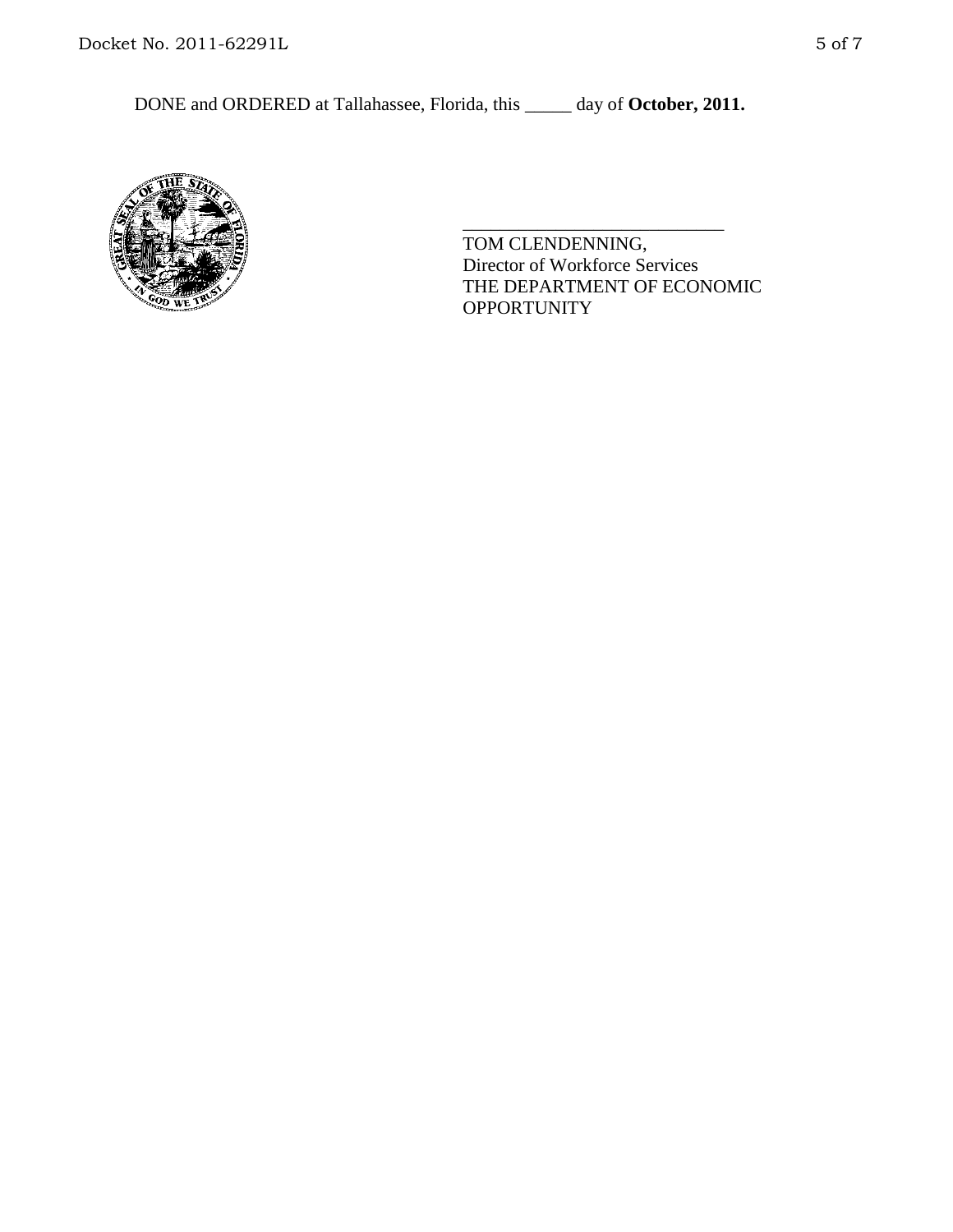DONE and ORDERED at Tallahassee, Florida, this _____ day of **October, 2011.**

\_\_\_\_\_\_\_\_\_\_\_\_\_\_\_\_\_\_\_\_\_\_\_\_\_\_\_\_\_\_

TOM CLENDENNING,
Director of Workforce Services
THE DEPARTMENT OF ECONOMIC OPPORTUNITY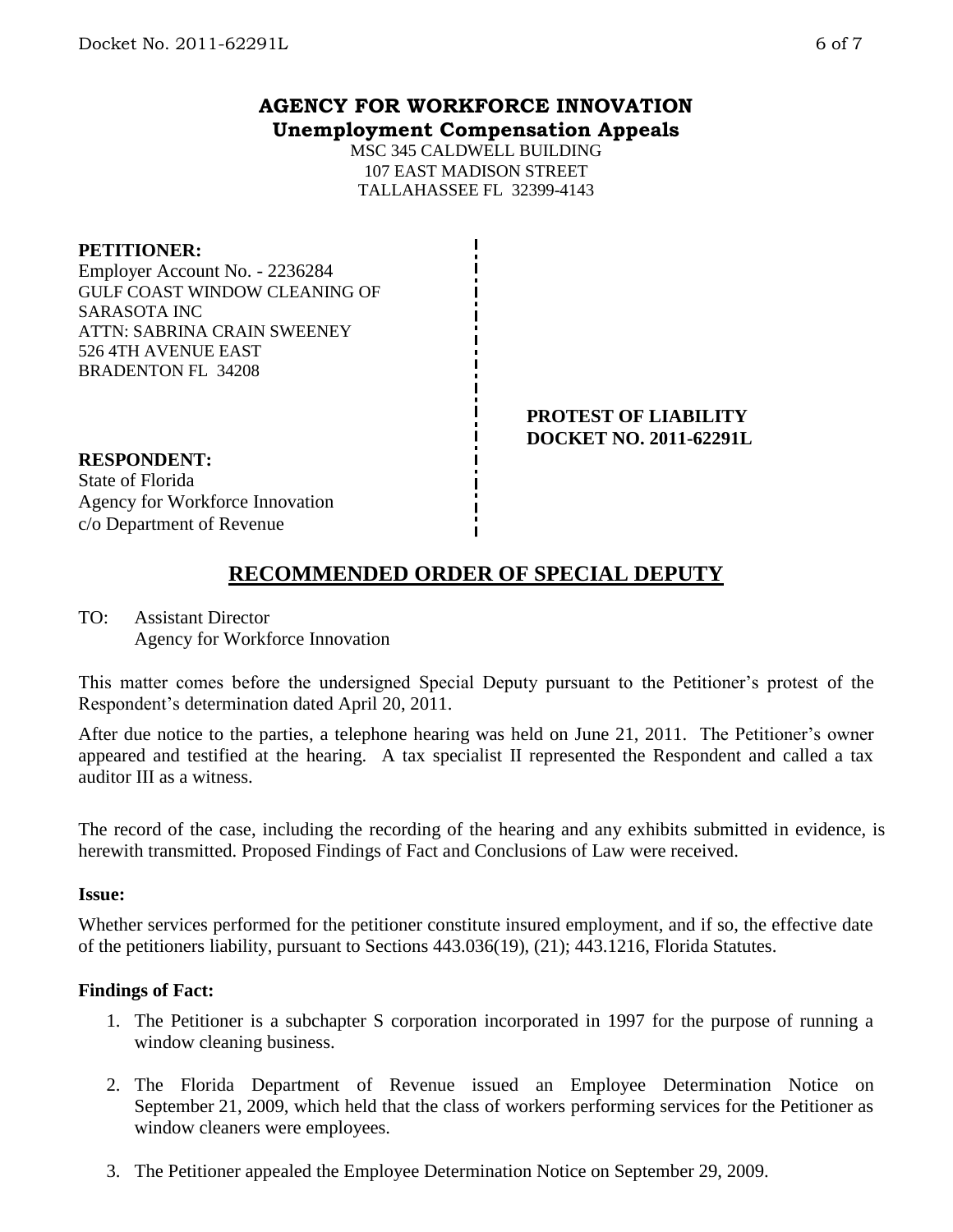## AGENCY FOR WORKFORCE INNOVATION
**Unemployment Compensation Appeals**

MSC 345 CALDWELL BUILDING
107 EAST MADISON STREET
TALLAHASSEE FL 32399-4143

**PETITIONER:**
Employer Account No. - 2236284
GULF COAST WINDOW CLEANING OF SARASOTA INC
ATTN: SABRINA CRAIN SWEENEY
526 4TH AVENUE EAST
BRADENTON FL 34208

**PROTEST OF LIABILITY**
**DOCKET NO. 2011-62291L**

**RESPONDENT:**
State of Florida
Agency for Workforce Innovation
c/o Department of Revenue

## RECOMMENDED ORDER OF SPECIAL DEPUTY

TO: Assistant Director
Agency for Workforce Innovation

This matter comes before the undersigned Special Deputy pursuant to the Petitioner's protest of the Respondent's determination dated April 20, 2011.

After due notice to the parties, a telephone hearing was held on June 21, 2011. The Petitioner's owner appeared and testified at the hearing. A tax specialist II represented the Respondent and called a tax auditor III as a witness.

The record of the case, including the recording of the hearing and any exhibits submitted in evidence, is herewith transmitted. Proposed Findings of Fact and Conclusions of Law were received.

**Issue:**

Whether services performed for the petitioner constitute insured employment, and if so, the effective date of the petitioners liability, pursuant to Sections 443.036(19), (21); 443.1216, Florida Statutes.

**Findings of Fact:**

1. The Petitioner is a subchapter S corporation incorporated in 1997 for the purpose of running a window cleaning business.
2. The Florida Department of Revenue issued an Employee Determination Notice on September 21, 2009, which held that the class of workers performing services for the Petitioner as window cleaners were employees.
3. The Petitioner appealed the Employee Determination Notice on September 29, 2009.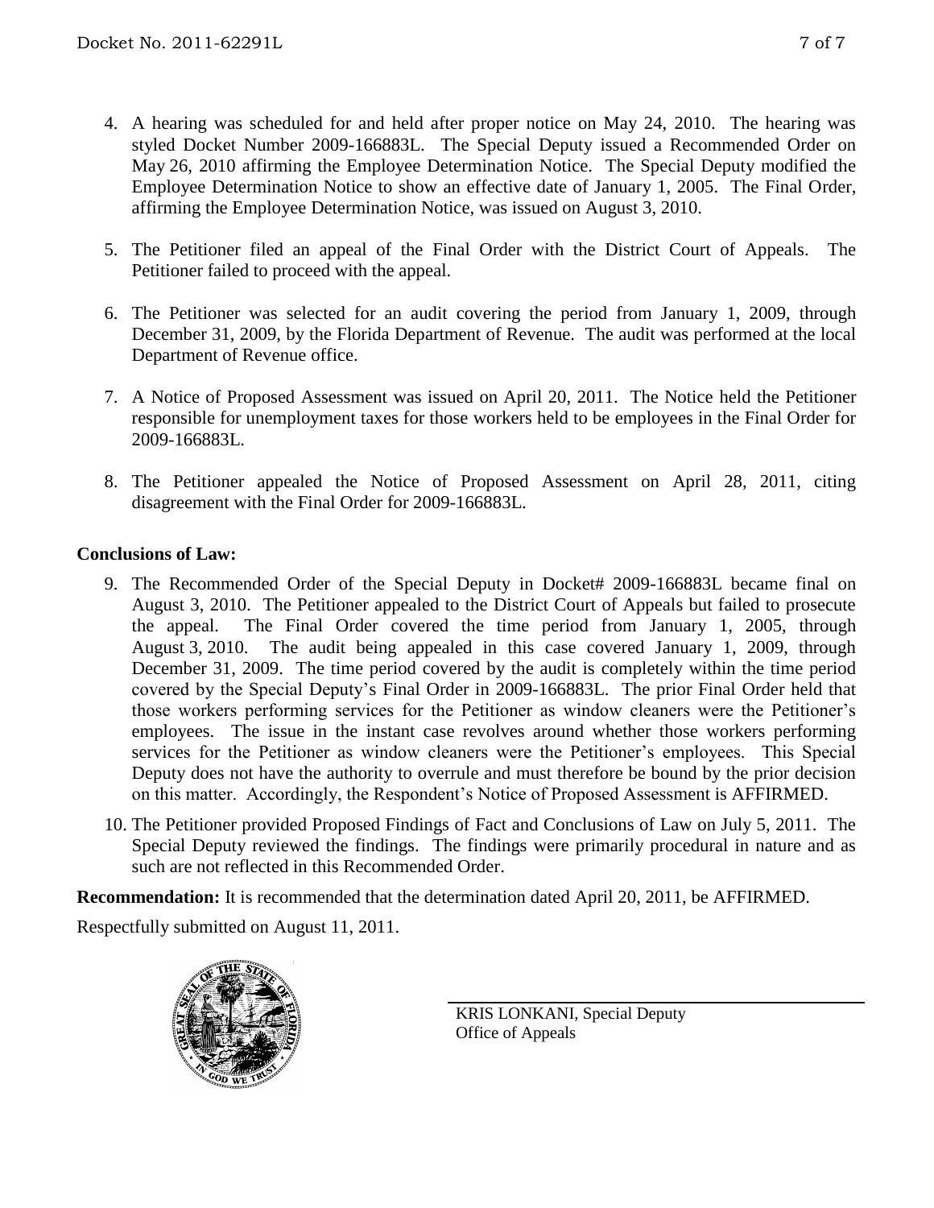4. A hearing was scheduled for and held after proper notice on May 24, 2010. The hearing was styled Docket Number 2009-166883L. The Special Deputy issued a Recommended Order on May 26, 2010 affirming the Employee Determination Notice. The Special Deputy modified the Employee Determination Notice to show an effective date of January 1, 2005. The Final Order, affirming the Employee Determination Notice, was issued on August 3, 2010.

5. The Petitioner filed an appeal of the Final Order with the District Court of Appeals. The Petitioner failed to proceed with the appeal.

6. The Petitioner was selected for an audit covering the period from January 1, 2009, through December 31, 2009, by the Florida Department of Revenue. The audit was performed at the local Department of Revenue office.

7. A Notice of Proposed Assessment was issued on April 20, 2011. The Notice held the Petitioner responsible for unemployment taxes for those workers held to be employees in the Final Order for 2009-166883L.

8. The Petitioner appealed the Notice of Proposed Assessment on April 28, 2011, citing disagreement with the Final Order for 2009-166883L.

**Conclusions of Law:**

9. The Recommended Order of the Special Deputy in Docket# 2009-166883L became final on August 3, 2010. The Petitioner appealed to the District Court of Appeals but failed to prosecute the appeal. The Final Order covered the time period from January 1, 2005, through August 3, 2010. The audit being appealed in this case covered January 1, 2009, through December 31, 2009. The time period covered by the audit is completely within the time period covered by the Special Deputy's Final Order in 2009-166883L. The prior Final Order held that those workers performing services for the Petitioner as window cleaners were the Petitioner's employees. The issue in the instant case revolves around whether those workers performing services for the Petitioner as window cleaners were the Petitioner's employees. This Special Deputy does not have the authority to overrule and must therefore be bound by the prior decision on this matter. Accordingly, the Respondent's Notice of Proposed Assessment is AFFIRMED.

10. The Petitioner provided Proposed Findings of Fact and Conclusions of Law on July 5, 2011. The Special Deputy reviewed the findings. The findings were primarily procedural in nature and as such are not reflected in this Recommended Order.

**Recommendation:** It is recommended that the determination dated April 20, 2011, be AFFIRMED.

Respectfully submitted on August 11, 2011.

KRIS LONKANI, Special Deputy
Office of Appeals